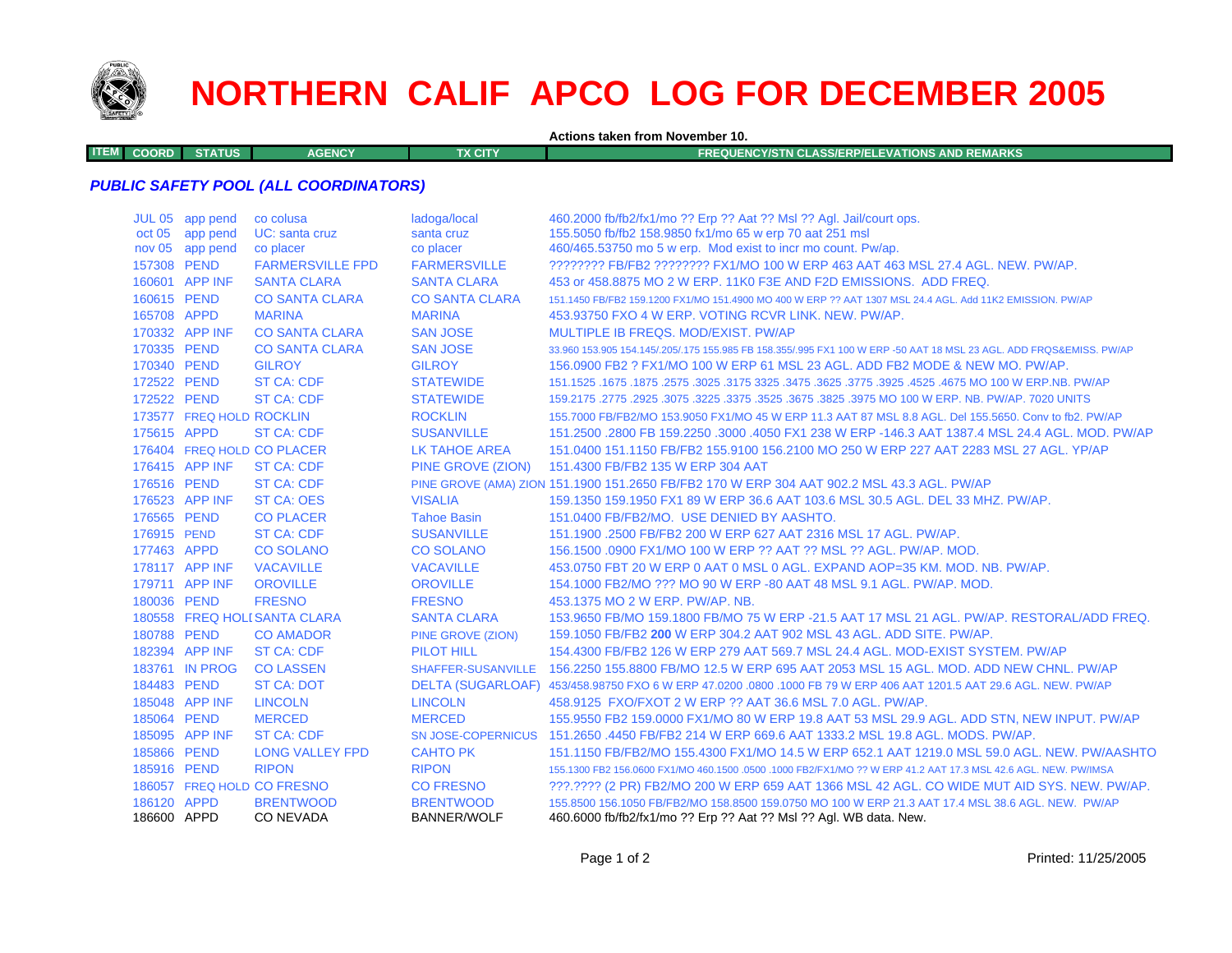# NORTHERN CALIF APCO LOG FOR DECEMBER 2005

**Actions taken from November 10.**

| ITEM COORD | STATUS | AGENCY | TX CITY | FREQUENCY/STN CLASS/ERP/ELEVATIONS AND REMARKS |
|---|---|---|---|---|

***PUBLIC SAFETY POOL (ALL COORDINATORS)***

| ITEM COORD | STATUS | AGENCY | TX CITY | FREQUENCY/STN CLASS/ERP/ELEVATIONS AND REMARKS |
|---|---|---|---|---|
| JUL 05 | app pend | co colusa | ladoga/local | 460.2000 fb/fb2/fx1/mo ?? Erp ?? Aat ?? Msl ?? Agl. Jail/court ops. |
| oct 05 | app pend | UC: santa cruz | santa cruz | 155.5050 fb/fb2 158.9850 fx1/mo 65 w erp 70 aat 251 msl |
| nov 05 | app pend | co placer | co placer | 460/465.53750 mo 5 w erp. Mod exist to incr mo count. Pw/ap. |
| 157308 | PEND | FARMERSVILLE FPD | FARMERSVILLE | ???????? FB/FB2 ???????? FX1/MO 100 W ERP 463 AAT 463 MSL 27.4 AGL. NEW. PW/AP. |
| 160601 | APP INF | SANTA CLARA | SANTA CLARA | 453 or 458.8875 MO 2 W ERP. 11K0 F3E AND F2D EMISSIONS. ADD FREQ. |
| 160615 | PEND | CO SANTA CLARA | CO SANTA CLARA | 151.1450 FB/FB2 159.1200 FX1/MO 151.4900 MO 400 W ERP ?? AAT 1307 MSL 24.4 AGL. Add 11K2 EMISSION. PW/AP |
| 165708 | APPD | MARINA | MARINA | 453.93750 FXO 4 W ERP. VOTING RCVR LINK. NEW. PW/AP. |
| 170332 | APP INF | CO SANTA CLARA | SAN JOSE | MULTIPLE IB FREQS. MOD/EXIST. PW/AP |
| 170335 | PEND | CO SANTA CLARA | SAN JOSE | 33.960 153.905 154.145/.205/.175 155.985 FB 158.355/.995 FX1 100 W ERP -50 AAT 18 MSL 23 AGL. ADD FRQS&EMISS. PW/AP |
| 170340 | PEND | GILROY | GILROY | 156.0900 FB2 ? FX1/MO 100 W ERP 61 MSL 23 AGL. ADD FB2 MODE & NEW MO. PW/AP. |
| 172522 | PEND | ST CA: CDF | STATEWIDE | 151.1525 .1675 .1875 .2575 .3025 .3175 3325 .3475 .3625 .3775 .3925 .4525 .4675 MO 100 W ERP.NB. PW/AP |
| 172522 | PEND | ST CA: CDF | STATEWIDE | 159.2175 .2775 .2925 .3075 .3225 .3375 .3525 .3675 .3825 .3975 MO 100 W ERP. NB. PW/AP. 7020 UNITS |
| 173577 | FREQ HOLD | ROCKLIN | ROCKLIN | 155.7000 FB/FB2/MO 153.9050 FX1/MO 45 W ERP 11.3 AAT 87 MSL 8.8 AGL. Del 155.5650. Conv to fb2. PW/AP |
| 175615 | APPD | ST CA: CDF | SUSANVILLE | 151.2500 .2800 FB 159.2250 .3000 .4050 FX1 238 W ERP -146.3 AAT 1387.4 MSL 24.4 AGL. MOD. PW/AP |
| 176404 | FREQ HOLD | CO PLACER | LK TAHOE AREA | 151.0400 151.1150 FB/FB2 155.9100 156.2100 MO 250 W ERP 227 AAT 2283 MSL 27 AGL. YP/AP |
| 176415 | APP INF | ST CA: CDF | PINE GROVE (ZION) | 151.4300 FB/FB2 135 W ERP 304 AAT |
| 176516 | PEND | ST CA: CDF | PINE GROVE (AMA) ZION | 151.1900 151.2650 FB/FB2 170 W ERP 304 AAT 902.2 MSL 43.3 AGL. PW/AP |
| 176523 | APP INF | ST CA: OES | VISALIA | 159.1350 159.1950 FX1 89 W ERP 36.6 AAT 103.6 MSL 30.5 AGL. DEL 33 MHZ. PW/AP. |
| 176565 | PEND | CO PLACER | Tahoe Basin | 151.0400 FB/FB2/MO. USE DENIED BY AASHTO. |
| 176915 | PEND | ST CA: CDF | SUSANVILLE | 151.1900 .2500 FB/FB2 200 W ERP 627 AAT 2316 MSL 17 AGL. PW/AP. |
| 177463 | APPD | CO SOLANO | CO SOLANO | 156.1500 .0900 FX1/MO 100 W ERP ?? AAT ?? MSL ?? AGL. PW/AP. MOD. |
| 178117 | APP INF | VACAVILLE | VACAVILLE | 453.0750 FBT 20 W ERP 0 AAT 0 MSL 0 AGL. EXPAND AOP=35 KM. MOD. NB. PW/AP. |
| 179711 | APP INF | OROVILLE | OROVILLE | 154.1000 FB2/MO ??? MO 90 W ERP -80 AAT 48 MSL 9.1 AGL. PW/AP. MOD. |
| 180036 | PEND | FRESNO | FRESNO | 453.1375 MO 2 W ERP. PW/AP. NB. |
| 180558 | FREQ HOLD | SANTA CLARA | SANTA CLARA | 153.9650 FB/MO 159.1800 FB/MO 75 W ERP -21.5 AAT 17 MSL 21 AGL. PW/AP. RESTORAL/ADD FREQ. |
| 180788 | PEND | CO AMADOR | PINE GROVE (ZION) | 159.1050 FB/FB2 **200** W ERP 304.2 AAT 902 MSL 43 AGL. ADD SITE. PW/AP. |
| 182394 | APP INF | ST CA: CDF | PILOT HILL | 154.4300 FB/FB2 126 W ERP 279 AAT 569.7 MSL 24.4 AGL. MOD-EXIST SYSTEM. PW/AP |
| 183761 | IN PROG | CO LASSEN | SHAFFER-SUSANVILLE | 156.2250 155.8800 FB/MO 12.5 W ERP 695 AAT 2053 MSL 15 AGL. MOD. ADD NEW CHNL. PW/AP |
| 184483 | PEND | ST CA: DOT | DELTA (SUGARLOAF) | 453/458.98750 FXO 6 W ERP 47.0200 .0800 .1000 FB 79 W ERP 406 AAT 1201.5 AAT 29.6 AGL. NEW. PW/AP |
| 185048 | APP INF | LINCOLN | LINCOLN | 458.9125 FXO/FXOT 2 W ERP ?? AAT 36.6 MSL 7.0 AGL. PW/AP. |
| 185064 | PEND | MERCED | MERCED | 155.9550 FB2 159.0000 FX1/MO 80 W ERP 19.8 AAT 53 MSL 29.9 AGL. ADD STN, NEW INPUT. PW/AP |
| 185095 | APP INF | ST CA: CDF | SN JOSE-COPERNICUS | 151.2650 .4450 FB/FB2 214 W ERP 669.6 AAT 1333.2 MSL 19.8 AGL. MODS. PW/AP. |
| 185866 | PEND | LONG VALLEY FPD | CAHTO PK | 151.1150 FB/FB2/MO 155.4300 FX1/MO 14.5 W ERP 652.1 AAT 1219.0 MSL 59.0 AGL. NEW. PW/AASHTO |
| 185916 | PEND | RIPON | RIPON | 155.1300 FB2 156.0600 FX1/MO 460.1500 .0500 .1000 FB2/FX1/MO ?? W ERP 41.2 AAT 17.3 MSL 42.6 AGL. NEW. PW/IMSA |
| 186057 | FREQ HOLD | CO FRESNO | CO FRESNO | ???.???? (2 PR) FB2/MO 200 W ERP 659 AAT 1366 MSL 42 AGL. CO WIDE MUT AID SYS. NEW. PW/AP. |
| 186120 | APPD | BRENTWOOD | BRENTWOOD | 155.8500 156.1050 FB/FB2/MO 158.8500 159.0750 MO 100 W ERP 21.3 AAT 17.4 MSL 38.6 AGL. NEW. PW/AP |
| 186600 | APPD | CO NEVADA | BANNER/WOLF | 460.6000 fb/fb2/fx1/mo ?? Erp ?? Aat ?? Msl ?? Agl. WB data. New. |

Printed: 11/25/2005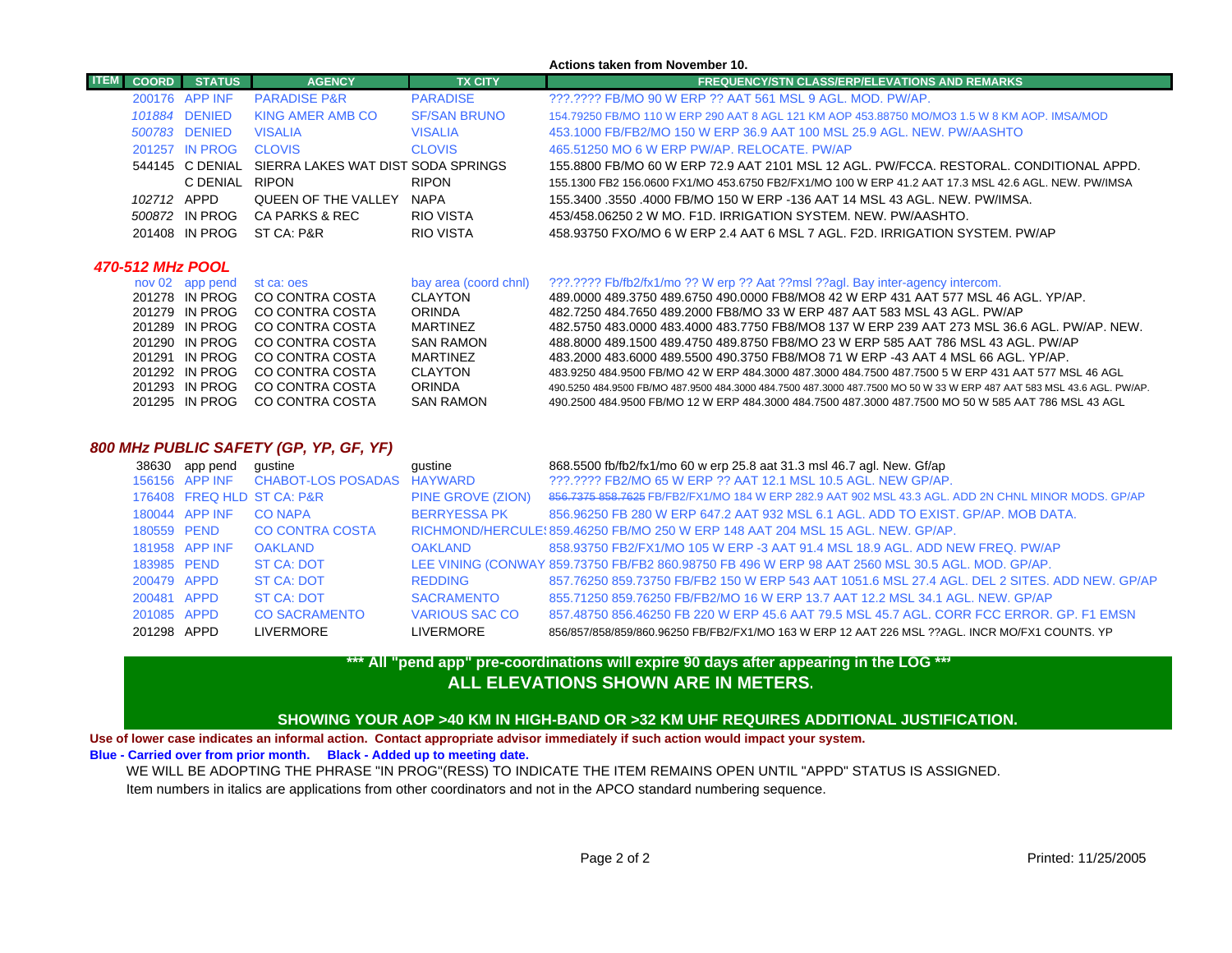**Actions taken from November 10.**

| ITEM | COORD | STATUS | AGENCY | TX CITY | FREQUENCY/STN CLASS/ERP/ELEVATIONS AND REMARKS |
|---|---|---|---|---|---|
| | 200176 | APP INF | PARADISE P&R | PARADISE | ???.???? FB/MO 90 W ERP ?? AAT 561 MSL 9 AGL. MOD. PW/AP. |
| | *101884* | DENIED | KING AMER AMB CO | SF/SAN BRUNO | 154.79250 FB/MO 110 W ERP 290 AAT 8 AGL 121 KM AOP 453.88750 MO/MO3 1.5 W 8 KM AOP. IMSA/MOD |
| | *500783* | DENIED | VISALIA | VISALIA | 453.1000 FB/FB2/MO 150 W ERP 36.9 AAT 100 MSL 25.9 AGL. NEW. PW/AASHTO |
| | 201257 | IN PROG | CLOVIS | CLOVIS | 465.51250 MO 6 W ERP PW/AP. RELOCATE. PW/AP |
| | 544145 | C DENIAL | SIERRA LAKES WAT DIST | SODA SPRINGS | 155.8800 FB/MO 60 W ERP 72.9 AAT 2101 MSL 12 AGL. PW/FCCA. RESTORAL. CONDITIONAL APPD. |
| | | C DENIAL | RIPON | RIPON | 155.1300 FB2 156.0600 FX1/MO 453.6750 FB2/FX1/MO 100 W ERP 41.2 AAT 17.3 MSL 42.6 AGL. NEW. PW/IMSA |
| | *102712* | APPD | QUEEN OF THE VALLEY | NAPA | 155.3400 .3550 .4000 FB/MO 150 W ERP -136 AAT 14 MSL 43 AGL. NEW. PW/IMSA. |
| | *500872* | IN PROG | CA PARKS & REC | RIO VISTA | 453/458.06250 2 W MO. F1D. IRRIGATION SYSTEM. NEW. PW/AASHTO. |
| | 201408 | IN PROG | ST CA: P&R | RIO VISTA | 458.93750 FXO/MO 6 W ERP 2.4 AAT 6 MSL 7 AGL. F2D. IRRIGATION SYSTEM. PW/AP |

### *470-512 MHz POOL*

| ITEM | COORD | STATUS | AGENCY | TX CITY | FREQUENCY/STN CLASS/ERP/ELEVATIONS AND REMARKS |
|---|---|---|---|---|---|
| | nov 02 | app pend | st ca: oes | bay area (coord chnl) | ???.???? Fb/fb2/fx1/mo ?? W erp ?? Aat ??msl ??agl. Bay inter-agency intercom. |
| | 201278 | IN PROG | CO CONTRA COSTA | CLAYTON | 489.0000 489.3750 489.6750 490.0000 FB8/MO8 42 W ERP 431 AAT 577 MSL 46 AGL. YP/AP. |
| | 201279 | IN PROG | CO CONTRA COSTA | ORINDA | 482.7250 484.7650 489.2000 FB8/MO 33 W ERP 487 AAT 583 MSL 43 AGL. PW/AP |
| | 201289 | IN PROG | CO CONTRA COSTA | MARTINEZ | 482.5750 483.0000 483.4000 483.7750 FB8/MO8 137 W ERP 239 AAT 273 MSL 36.6 AGL. PW/AP. NEW. |
| | 201290 | IN PROG | CO CONTRA COSTA | SAN RAMON | 488.8000 489.1500 489.4750 489.8750 FB8/MO 23 W ERP 585 AAT 786 MSL 43 AGL. PW/AP |
| | 201291 | IN PROG | CO CONTRA COSTA | MARTINEZ | 483.2000 483.6000 489.5500 490.3750 FB8/MO8 71 W ERP -43 AAT 4 MSL 66 AGL. YP/AP. |
| | 201292 | IN PROG | CO CONTRA COSTA | CLAYTON | 483.9250 484.9500 FB/MO 42 W ERP 484.3000 487.3000 484.7500 487.7500 5 W ERP 431 AAT 577 MSL 46 AGL |
| | 201293 | IN PROG | CO CONTRA COSTA | ORINDA | 490.5250 484.9500 FB/MO 487.9500 484.3000 484.7500 487.3000 487.7500 MO 50 W 33 W ERP 487 AAT 583 MSL 43.6 AGL. PW/AP. |
| | 201295 | IN PROG | CO CONTRA COSTA | SAN RAMON | 490.2500 484.9500 FB/MO 12 W ERP 484.3000 484.7500 487.3000 487.7500 MO 50 W 585 AAT 786 MSL 43 AGL |

### *800 MHz PUBLIC SAFETY (GP, YP, GF, YF)*

| ITEM | COORD | STATUS | AGENCY | TX CITY | FREQUENCY/STN CLASS/ERP/ELEVATIONS AND REMARKS |
|---|---|---|---|---|---|
| | 38630 | app pend | gustine | gustine | 868.5500 fb/fb2/fx1/mo 60 w erp 25.8 aat 31.3 msl 46.7 agl. New. Gf/ap |
| | 156156 | APP INF | CHABOT-LOS POSADAS | HAYWARD | ???.???? FB2/MO 65 W ERP ?? AAT 12.1 MSL 10.5 AGL. NEW GP/AP. |
| | 176408 | FREQ HLD | ST CA: P&R | PINE GROVE (ZION) | ~~856.7375 858.7625~~ FB/FB2/FX1/MO 184 W ERP 282.9 AAT 902 MSL 43.3 AGL. ADD 2N CHNL MINOR MODS. GP/AP |
| | 180044 | APP INF | CO NAPA | BERRYESSA PK | 856.96250 FB 280 W ERP 647.2 AAT 932 MSL 6.1 AGL. ADD TO EXIST. GP/AP. MOB DATA. |
| | 180559 | PEND | CO CONTRA COSTA | RICHMOND/HERCULES | 859.46250 FB/MO 250 W ERP 148 AAT 204 MSL 15 AGL. NEW. GP/AP. |
| | 181958 | APP INF | OAKLAND | OAKLAND | 858.93750 FB2/FX1/MO 105 W ERP -3 AAT 91.4 MSL 18.9 AGL. ADD NEW FREQ. PW/AP |
| | 183985 | PEND | ST CA: DOT | LEE VINING (CONWAY | 859.73750 FB/FB2 860.98750 FB 496 W ERP 98 AAT 2560 MSL 30.5 AGL. MOD. GP/AP. |
| | 200479 | APPD | ST CA: DOT | REDDING | 857.76250 859.73750 FB/FB2 150 W ERP 543 AAT 1051.6 MSL 27.4 AGL. DEL 2 SITES. ADD NEW. GP/AP |
| | 200481 | APPD | ST CA: DOT | SACRAMENTO | 855.71250 859.76250 FB/FB2/MO 16 W ERP 13.7 AAT 12.2 MSL 34.1 AGL. NEW. GP/AP |
| | 201085 | APPD | CO SACRAMENTO | VARIOUS SAC CO | 857.48750 856.46250 FB 220 W ERP 45.6 AAT 79.5 MSL 45.7 AGL. CORR FCC ERROR. GP. F1 EMSN |
| | 201298 | APPD | LIVERMORE | LIVERMORE | 856/857/858/859/860.96250 FB/FB2/FX1/MO 163 W ERP 12 AAT 226 MSL ??AGL. INCR MO/FX1 COUNTS. YP |

**\*\*\* All "pend app" pre-coordinations will expire 90 days after appearing in the LOG \*\*\***

**ALL ELEVATIONS SHOWN ARE IN METERS.**

**SHOWING YOUR AOP >40 KM IN HIGH-BAND OR >32 KM UHF REQUIRES ADDITIONAL JUSTIFICATION.**

**Use of lower case indicates an informal action. Contact appropriate advisor immediately if such action would impact your system.**

**Blue - Carried over from prior month. Black - Added up to meeting date.**

WE WILL BE ADOPTING THE PHRASE "IN PROG"(RESS) TO INDICATE THE ITEM REMAINS OPEN UNTIL "APPD" STATUS IS ASSIGNED.

Item numbers in italics are applications from other coordinators and not in the APCO standard numbering sequence.

Printed: 11/25/2005